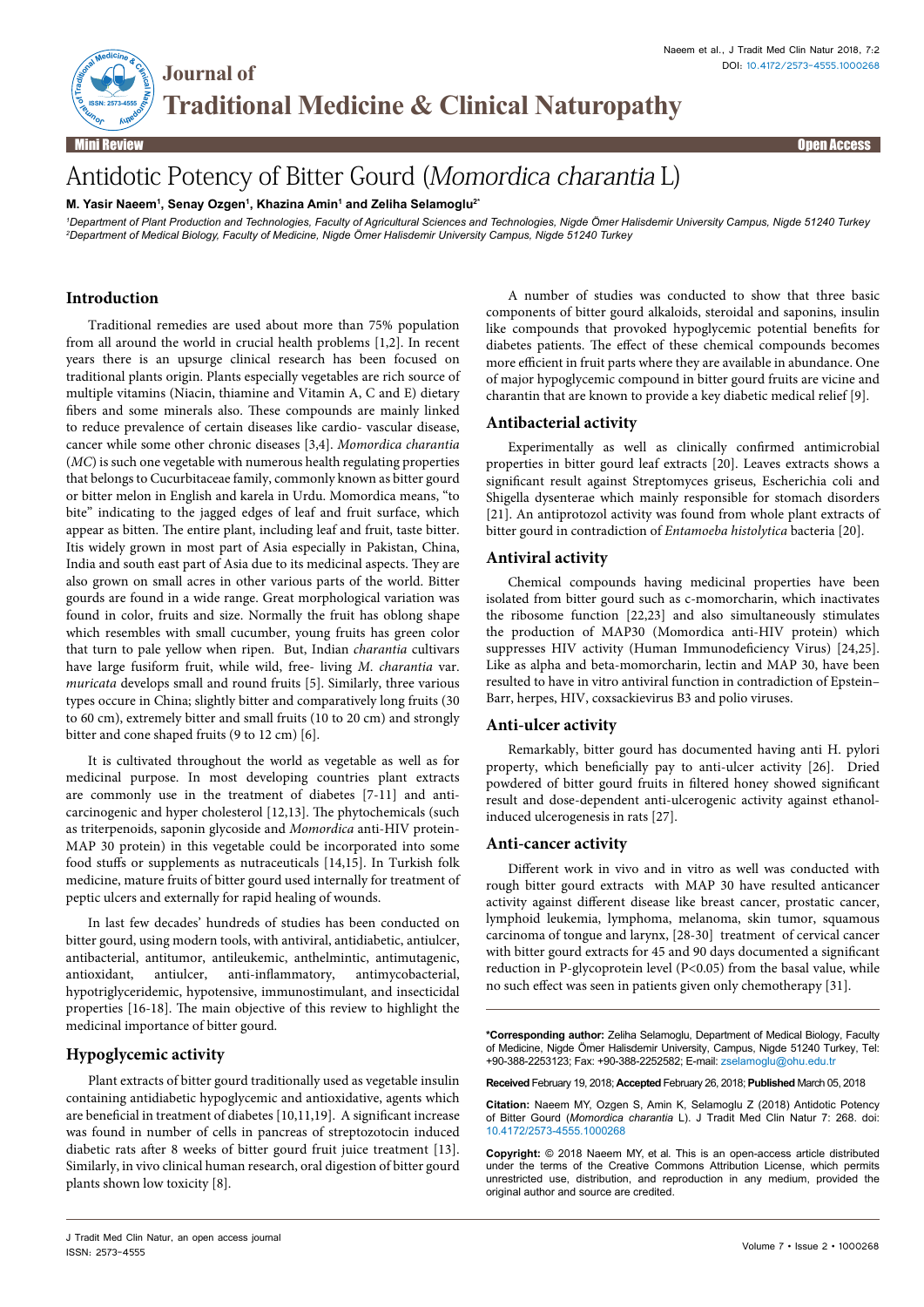# Antidotic Potency of Bitter Gourd (*Momordica charantia* L)

**M. Yasir Naeem[1], Senay Ozgen[1], Khazina Amin[1] and Zeliha Selamoglu[2*]**

*[1]Department of Plant Production and Technologies, Faculty of Agricultural Sciences and Technologies, Nigde Ömer Halisdemir University Campus, Nigde 51240 Turkey*
*[2]Department of Medical Biology, Faculty of Medicine, Nigde Ömer Halisdemir University Campus, Nigde 51240 Turkey*

Mini Review

## Introduction

Traditional remedies are used about more than 75% population from all around the world in crucial health problems [1,2]. In recent years there is an upsurge clinical research has been focused on traditional plants origin. Plants especially vegetables are rich source of multiple vitamins (Niacin, thiamine and Vitamin A, C and E) dietary fibers and some minerals also. These compounds are mainly linked to reduce prevalence of certain diseases like cardio- vascular disease, cancer while some other chronic diseases [3,4]. *Momordica charantia* (*MC*) is such one vegetable with numerous health regulating properties that belongs to Cucurbitaceae family, commonly known as bitter gourd or bitter melon in English and karela in Urdu. Momordica means, "to bite" indicating to the jagged edges of leaf and fruit surface, which appear as bitten. The entire plant, including leaf and fruit, taste bitter. Itis widely grown in most part of Asia especially in Pakistan, China, India and south east part of Asia due to its medicinal aspects. They are also grown on small acres in other various parts of the world. Bitter gourds are found in a wide range. Great morphological variation was found in color, fruits and size. Normally the fruit has oblong shape which resembles with small cucumber, young fruits has green color that turn to pale yellow when ripen. But, Indian *charantia* cultivars have large fusiform fruit, while wild, free- living *M. charantia* var. *muricata* develops small and round fruits [5]. Similarly, three various types occure in China; slightly bitter and comparatively long fruits (30 to 60 cm), extremely bitter and small fruits (10 to 20 cm) and strongly bitter and cone shaped fruits (9 to 12 cm) [6].

It is cultivated throughout the world as vegetable as well as for medicinal purpose. In most developing countries plant extracts are commonly use in the treatment of diabetes [7-11] and anti-carcinogenic and hyper cholesterol [12,13]. The phytochemicals (such as triterpenoids, saponin glycoside and *Momordica* anti-HIV protein-MAP 30 protein) in this vegetable could be incorporated into some food stuffs or supplements as nutraceuticals [14,15]. In Turkish folk medicine, mature fruits of bitter gourd used internally for treatment of peptic ulcers and externally for rapid healing of wounds.

In last few decades' hundreds of studies has been conducted on bitter gourd, using modern tools, with antiviral, antidiabetic, antiulcer, antibacterial, antitumor, antileukemic, anthelmintic, antimutagenic, antioxidant, antiulcer, anti-inflammatory, antimycobacterial, hypotriglyceridemic, hypotensive, immunostimulant, and insecticidal properties [16-18]. The main objective of this review to highlight the medicinal importance of bitter gourd.

## Hypoglycemic activity

Plant extracts of bitter gourd traditionally used as vegetable insulin containing antidiabetic hypoglycemic and antioxidative, agents which are beneficial in treatment of diabetes [10,11,19]. A significant increase was found in number of cells in pancreas of streptozotocin induced diabetic rats after 8 weeks of bitter gourd fruit juice treatment [13]. Similarly, in vivo clinical human research, oral digestion of bitter gourd plants shown low toxicity [8].

A number of studies was conducted to show that three basic components of bitter gourd alkaloids, steroidal and saponins, insulin like compounds that provoked hypoglycemic potential benefits for diabetes patients. The effect of these chemical compounds becomes more efficient in fruit parts where they are available in abundance. One of major hypoglycemic compound in bitter gourd fruits are vicine and charantin that are known to provide a key diabetic medical relief [9].

## Antibacterial activity

Experimentally as well as clinically confirmed antimicrobial properties in bitter gourd leaf extracts [20]. Leaves extracts shows a significant result against Streptomyces griseus, Escherichia coli and Shigella dysenterae which mainly responsible for stomach disorders [21]. An antiprotozol activity was found from whole plant extracts of bitter gourd in contradiction of *Entamoeba histolytica* bacteria [20].

## Antiviral activity

Chemical compounds having medicinal properties have been isolated from bitter gourd such as c-momorcharin, which inactivates the ribosome function [22,23] and also simultaneously stimulates the production of MAP30 (Momordica anti-HIV protein) which suppresses HIV activity (Human Immunodeficiency Virus) [24,25]. Like as alpha and beta-momorcharin, lectin and MAP 30, have been resulted to have in vitro antiviral function in contradiction of Epstein–Barr, herpes, HIV, coxsackievirus B3 and polio viruses.

## Anti-ulcer activity

Remarkably, bitter gourd has documented having anti H. pylori property, which beneficially pay to anti-ulcer activity [26]. Dried powdered of bitter gourd fruits in filtered honey showed significant result and dose-dependent anti-ulcerogenic activity against ethanol-induced ulcerogenesis in rats [27].

## Anti-cancer activity

Different work in vivo and in vitro as well was conducted with rough bitter gourd extracts with MAP 30 have resulted anticancer activity against different disease like breast cancer, prostatic cancer, lymphoid leukemia, lymphoma, melanoma, skin tumor, squamous carcinoma of tongue and larynx, [28-30] treatment of cervical cancer with bitter gourd extracts for 45 and 90 days documented a significant reduction in P-glycoprotein level ($P<0.05$) from the basal value, while no such effect was seen in patients given only chemotherapy [31].

---

**\*Corresponding author:** Zeliha Selamoglu, Department of Medical Biology, Faculty of Medicine, Nigde Ömer Halisdemir University, Campus, Nigde 51240 Turkey, Tel: +90-388-2253123; Fax: +90-388-2252582; E-mail: zselamoglu@ohu.edu.tr

**Received** February 19, 2018; **Accepted** February 26, 2018; **Published** March 05, 2018

**Citation:** Naeem MY, Ozgen S, Amin K, Selamoglu Z (2018) Antidotic Potency of Bitter Gourd (*Momordica charantia* L). J Tradit Med Clin Natur 7: 268. doi: 10.4172/2573-4555.1000268

**Copyright:** © 2018 Naeem MY, et al. This is an open-access article distributed under the terms of the Creative Commons Attribution License, which permits unrestricted use, distribution, and reproduction in any medium, provided the original author and source are credited.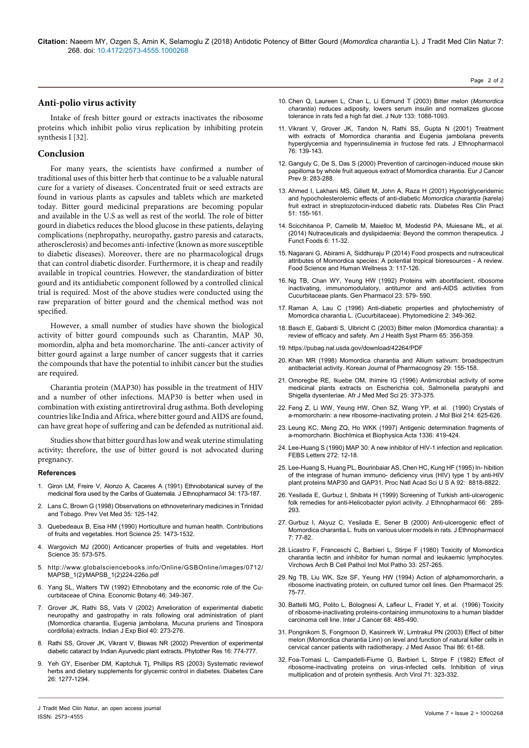## Anti-polio virus activity

Intake of fresh bitter gourd or extracts inactivates the ribosome proteins which inhibit polio virus replication by inhibiting protein synthesis I [32].

## Conclusion

For many years, the scientists have confirmed a number of traditional uses of this bitter herb that continue to be a valuable natural cure for a variety of diseases. Concentrated fruit or seed extracts are found in various plants as capsules and tablets which are marketed today. Bitter gourd medicinal preparations are becoming popular and available in the U.S as well as rest of the world. The role of bitter gourd in diabetics reduces the blood glucose in these patients, delaying complications (nephropathy, neuropathy, gastro paresis and cataracts, atherosclerosis) and becomes anti-infective (known as more susceptible to diabetic diseases). Moreover, there are no pharmacological drugs that can control diabetic disorder. Furthermore, it is cheap and readily available in tropical countries. However, the standardization of bitter gourd and its antidiabetic component followed by a controlled clinical trial is required. Most of the above studies were conducted using the raw preparation of bitter gourd and the chemical method was not specified.

However, a small number of studies have shown the biological activity of bitter gourd compounds such as Charantin, MAP 30, momordin, alpha and beta momorcharine. The anti-cancer activity of bitter gourd against a large number of cancer suggests that it carries the compounds that have the potential to inhibit cancer but the studies are required.

Charantia protein (MAP30) has possible in the treatment of HIV and a number of other infections. MAP30 is better when used in combination with existing antiretroviral drug asthma. Both developing countries like India and Africa, where bitter gourd and AIDS are found, can have great hope of suffering and can be defended as nutritional aid.

Studies show that bitter gourd has low and weak uterine stimulating activity; therefore, the use of bitter gourd is not advocated during pregnancy.

### References

1. Giron LM, Freire V, Alonzo A, Caceres A (1991) Ethnobotanical survey of the medicinal flora used by the Caribs of Guatemala. J Ethnopharmacol 34: 173-187.
2. Lans C, Brown G (1998) Observations on ethnoveterinary medicines in Trinidad and Tobago. Prev Vet Med 35: 125-142.
3. Quebedeaux B, Eisa HM (1990) Horticulture and human health. Contributions of fruits and vegetables. Hort Science 25: 1473-1532.
4. Wargovich MJ (2000) Anticancer properties of fruits and vegetables. Hort Science 35: 573-575.
5. http://www.globalsciencebooks.info/Online/GSBOnline/images/0712/MAPSB_1(2)/MAPSB_1(2)224-226o.pdf
6. Yang SL, Walters TW (1992) Ethnobotany and the economic role of the Cucurbitaceae of China. Economic Botany 46: 349-367.
7. Grover JK, Rathi SS, Vats V (2002) Amelioration of experimental diabetic neuropathy and gastropathy in rats following oral administration of plant (Momordica charantia, Eugenia jambolana, Mucuna pruriens and Tinospora cordifolia) extracts. Indian J Exp Biol 40: 273-276.
8. Rathi SS, Grover JK, Vikrant V, Biswas NR (2002) Prevention of experimental diabetic cataract by Indian Ayurvedic plant extracts. Phytother Res 16: 774-777.
9. Yeh GY, Eisenber DM, Kaptchuk Tj, Phillips RS (2003) Systematic reviewof herbs and dietary supplements for glycemic control in diabetes. Diabetes Care 26: 1277-1294.
10. Chen Q, Laureen L, Chan L, Li Edmund T (2003) Bitter melon (*Momordica charantia*) reduces adiposity, lowers serum insulin and normalizes glucose tolerance in rats fed a high fat diet. J Nutr 133: 1088-1093.
11. Vikrant V, Grover JK, Tandon N, Rathi SS, Gupta N (2001) Treatment with extracts of Momordica charantia and Eugenia jambolana prevents hyperglycemia and hyperinsulinemia in fructose fed rats. J Ethnopharmacol 76: 139-143.
12. Ganguly C, De S, Das S (2000) Prevention of carcinogen-induced mouse skin papilloma by whole fruit aqueous extract of Momordica charantia. Eur J Cancer Prev 9: 283-288.
13. Ahmed I, Lakhani MS, Gillett M, John A, Raza H (2001) Hypotriglyceridemic and hypocholesterolemic effects of anti-diabetic *Momordica charantia* (karela) fruit extract in streptozotocin-induced diabetic rats. Diabetes Res Clin Pract 51: 155-161.
14. Scicchitanoa P, Camelib M, Maielloc M, Modestid PA, Muiesane ML, et al. (2014) Nutraceuticals and dyslipidaemia: Beyond the common therapeutics. J Funct Foods 6: 11-32.
15. Nagarani G, Abirami A, Siddhuraju P (2014) Food prospects and nutraceutical attributes of Momordica species: A potential tropical bioresources - A review. Food Science and Human Wellness 3: 117-126.
16. Ng TB, Chan WY, Yeung HW (1992) Proteins with abortifacient, ribosome inactivating, immunomodulatory, antitumor and anti-AIDS activities from Cucurbitaceae plants. Gen Pharmacol 23: 579- 590.
17. Raman A, Lau C (1996) Anti-diabetic properties and phytochemistry of Momordica charantia L. (Cucurbitaceae). Phytomedicine 2: 349-362.
18. Basch E, Gabardi S, Ulbricht C (2003) Bitter melon (Momordica charantia): a review of efficacy and safety. Am J Health Syst Pharm 65: 356-359.
19. https://pubag.nal.usda.gov/download/42264/PDF
20. Khan MR (1998) Momordica charantia and Allium sativum: broadspectrum antibacterial activity. Korean Journal of Pharmacognosy 29: 155-158.
21. Omoregbe RE, Ikuebe OM, Ihimire IG (1996) Antimicrobial activity of some medicinal plants extracts on Escherichia coli, Salmonella paratyphi and Shigella dysenteriae. Afr J Med Med Sci 25: 373-375.
22. Feng Z, Li WW, Yeung HW, Chen SZ, Wang YP, et al. (1990) Crystals of a-momorcharin: a new ribosome-inactivating protein. J Mol Biol 214: 625-626.
23. Leung KC, Meng ZQ, Ho WKK (1997) Antigenic determination fragments of a-momorcharin. Biochlmica et Biophysica Acta 1336: 419-424.
24. Lee-Huang S (1990) MAP 30: A new inhibitor of HIV-1 infection and replication. FEBS Letters 272: 12-18.
25. Lee-Huang S, Huang PL, Bourinbaiar AS, Chen HC, Kung HF (1995) In- hibition of the integrase of human immuno- deficiency virus (HIV) type 1 by anti-HIV plant proteins MAP30 and GAP31. Proc Natl Acad Sci U S A 92: 8818-8822.
26. Yesilada E, Gurbuz I, Shibata H (1999) Screening of Turkish anti-ulcerogenic folk remedies for anti-Helicobacter pylori activity. J Ethnopharmacol 66: 289-293.
27. Gurbuz I, Akyuz C, Yesilada E, Sener B (2000) Anti-ulcerogenic effect of Momordica charantia L. fruits on various ulcer models in rats. J Ethnopharmacol 7: 77-82.
28. Licastro F, Franceschi C, Barbieri L, Stirpe F (1980) Toxicity of Momordica charantia lectin and inhibitor for human normal and leukaemic lymphocytes. Virchows Arch B Cell Pathol Incl Mol Patho 33: 257-265.
29. Ng TB, Liu WK, Sze SF, Yeung HW (1994) Action of alphamomorcharin, a ribosome inactivating protein, on cultured tumor cell lines. Gen Pharmacol 25: 75-77.
30. Battelli MG, Polito L, Bolognesi A, Lafleur L, Fradet Y, et al. (1996) Toxicity of ribosome-inactivating proteins-containing immunotoxins to a human bladder carcinoma cell line. Inter J Cancer 68: 485-490.
31. Pongnikorn S, Fongmoon D, Kasinrerk W, Limtrakul PN (2003) Effect of bitter melon (Momordica charantia Linn) on level and function of natural killer cells in cervical cancer patients with radiotherapy. J Med Assoc Thai 86: 61-68.
32. Foa-Tomasi L, Campadelli-Fiume G, Barbieri L, Stirpe F (1982) Effect of ribosome-inactivating proteins on virus-infected cells. Inhibition of virus multiplication and of protein synthesis. Arch Virol 71: 323-332.